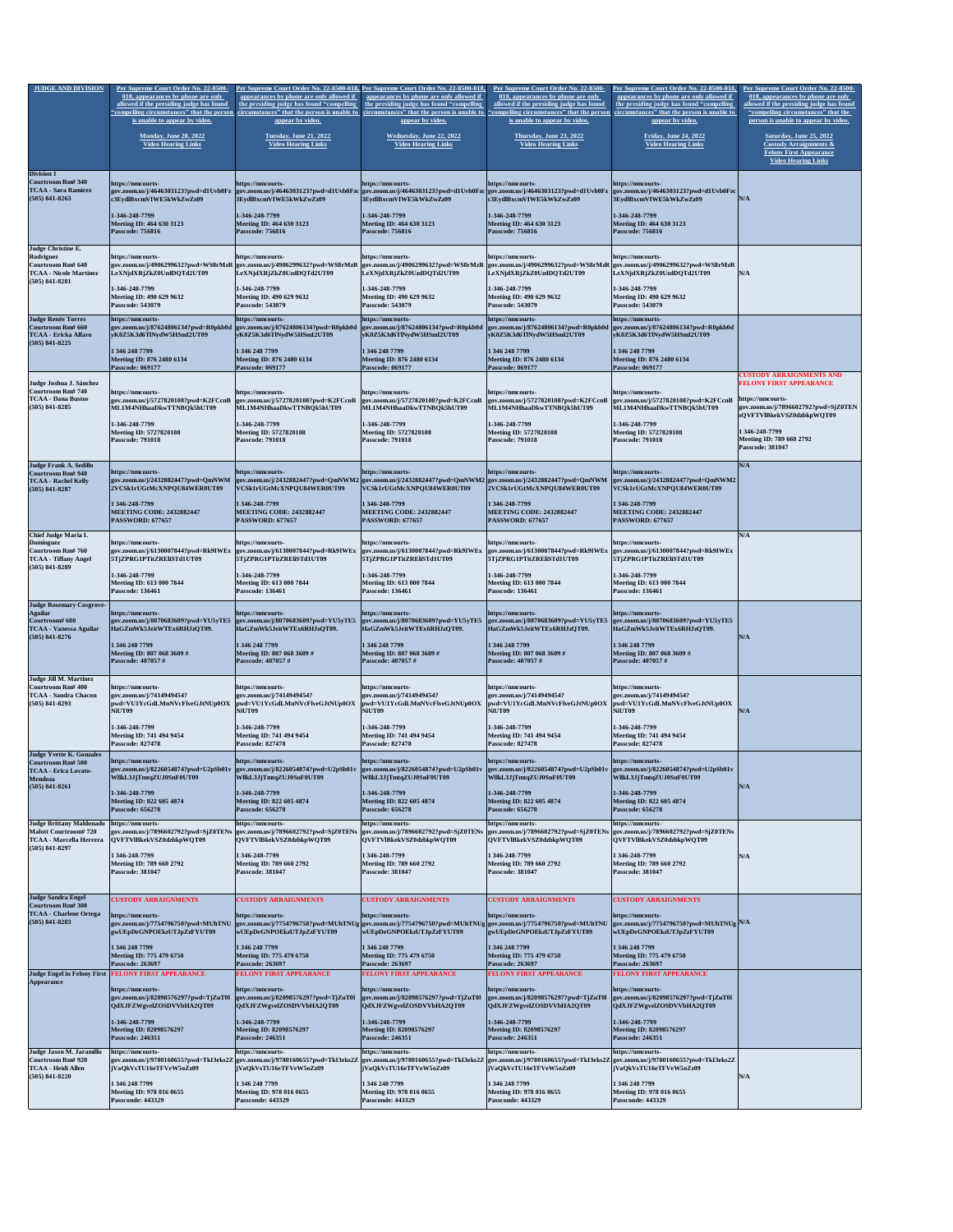| JUDGE AND DIVISION | Per Supreme Court Order No. 22-8500-018, appearances by phone are only allowed if the presiding judge has found "compelling circumstances" that the person is unable to appear by video. Monday, June 20, 2022 Video Hearing Links | Per Supreme Court Order No. 22-8500-018, appearances by phone are only allowed if the presiding judge has found "compelling circumstances" that the person is unable to appear by video. Tuesday, June 21, 2022 Video Hearing Links | Per Supreme Court Order No. 22-8500-018, appearances by phone are only allowed if the presiding judge has found "compelling circumstances" that the person is unable to appear by video. Wednesday, June 22, 2022 Video Hearing Links | Per Supreme Court Order No. 22-8500-018, appearances by phone are only allowed if the presiding judge has found "compelling circumstances" that the person is unable to appear by video. Thursday, June 23, 2022 Video Hearing Links | Per Supreme Court Order No. 22-8500-018, appearances by phone are only allowed if the presiding judge has found "compelling circumstances" that the person is unable to appear by video. Friday, June 24, 2022 Video Hearing Links | Per Supreme Court Order No. 22-8500-018, appearances by phone are only allowed if the presiding judge has found "compelling circumstances" that the person is unable to appear by video. Saturday, June 25, 2022 Custody Arraignments & Felony First Appearance Video Hearing Links |
|---|---|---|---|---|---|---|
| Division 1 Courtroom Rm# 340 TCAA - Sara Ramirez (505) 841-8263 | https://nmcourts-gov.zoom.us/j/4646303123?pwd=d1Uvb0Fzc3EydlBxcmVIWE5kWkZwZz09 1-346-248-7799 Meeting ID: 464 630 3123 Passcode: 756816 | https://nmcourts-gov.zoom.us/j/4646303123?pwd=d1Uvb0Fzc3EydlBxcmVIWE5kWkZwZz09 1-346-248-7799 Meeting ID: 464 630 3123 Passcode: 756816 | https://nmcourts-gov.zoom.us/j/4646303123?pwd=d1Uvb0Fzc3EydlBxcmVIWE5kWkZwZz09 1-346-248-7799 Meeting ID: 464 630 3123 Passcode: 756816 | https://nmcourts-gov.zoom.us/j/4646303123?pwd=d1Uvb0Fzc3EydlBxcmVIWE5kWkZwZz09 1-346-248-7799 Meeting ID: 464 630 3123 Passcode: 756816 | https://nmcourts-gov.zoom.us/j/4646303123?pwd=d1Uvb0Fzc3EydlBxcmVIWE5kWkZwZz09 1-346-248-7799 Meeting ID: 464 630 3123 Passcode: 756816 | N/A |
| Judge Christine E. Rodriguez Courtroom Rm# 640 TCAA - Nicole Martinez (505) 841-8281 | https://nmcourts-gov.zoom.us/j/4906299632?pwd=WS8rMzRLeXNjdXRjZkZ0UzdDQTd2UT09 1-346-248-7799 Meeting ID: 490 629 9632 Passcode: 543079 | https://nmcourts-gov.zoom.us/j/4906299632?pwd=WS8rMzRLeXNjdXRjZkZ0UzdDQTd2UT09 1-346-248-7799 Meeting ID: 490 629 9632 Passcode: 543079 | https://nmcourts-gov.zoom.us/j/4906299632?pwd=WS8rMzRLeXNjdXRjZkZ0UzdDQTd2UT09 1-346-248-7799 Meeting ID: 490 629 9632 Passcode: 543079 | https://nmcourts-gov.zoom.us/j/4906299632?pwd=WS8rMzRLeXNjdXRjZkZ0UzdDQTd2UT09 1-346-248-7799 Meeting ID: 490 629 9632 Passcode: 543079 | https://nmcourts-gov.zoom.us/j/4906299632?pwd=WS8rMzRLeXNjdXRjZkZ0UzdDQTd2UT09 1-346-248-7799 Meeting ID: 490 629 9632 Passcode: 543079 | N/A |
| Judge Renée Torres Courtroom Rm# 660 TCAA - Ericka Alfaro (505) 841-8225 | https://nmcourts-gov.zoom.us/j/87624806134?pwd=R0pkb0dyK0Z5K3d6TlNydW5HSmI2UT09 1 346 248 7799 Meeting ID: 876 2480 6134 Passcode: 069177 | https://nmcourts-gov.zoom.us/j/87624806134?pwd=R0pkb0dyK0Z5K3d6TlNydW5HSmI2UT09 1 346 248 7799 Meeting ID: 876 2480 6134 Passcode: 069177 | https://nmcourts-gov.zoom.us/j/87624806134?pwd=R0pkb0dyK0Z5K3d6TlNydW5HSmI2UT09 1 346 248 7799 Meeting ID: 876 2480 6134 Passcode: 069177 | https://nmcourts-gov.zoom.us/j/87624806134?pwd=R0pkb0dyK0Z5K3d6TlNydW5HSmI2UT09 1 346 248 7799 Meeting ID: 876 2480 6134 Passcode: 069177 | https://nmcourts-gov.zoom.us/j/87624806134?pwd=R0pkb0dyK0Z5K3d6TlNydW5HSmI2UT09 1 346 248 7799 Meeting ID: 876 2480 6134 Passcode: 069177 | |
| Judge Joshua J. Sánchez Courtroom Rm# 740 TCAA - Dana Bustos (505) 841-8285 | https://nmcourts-gov.zoom.us/j/5727820108?pwd=K2FCcnBML1M4NHhaaDkwTTNBQk5hUT09 1-346-248-7799 Meeting ID: 5727820108 Passcode: 791018 | https://nmcourts-gov.zoom.us/j/5727820108?pwd=K2FCcnBML1M4NHhaaDkwTTNBQk5hUT09 1-346-248-7799 Meeting ID: 5727820108 Passcode: 791018 | https://nmcourts-gov.zoom.us/j/5727820108?pwd=K2FCcnBML1M4NHhaaDkwTTNBQk5hUT09 1-346-248-7799 Meeting ID: 5727820108 Passcode: 791018 | https://nmcourts-gov.zoom.us/j/5727820108?pwd=K2FCcnBML1M4NHhaaDkwTTNBQk5hUT09 1-346-248-7799 Meeting ID: 5727820108 Passcode: 791018 | https://nmcourts-gov.zoom.us/j/5727820108?pwd=K2FCcnBML1M4NHhaaDkwTTNBQk5hUT09 1-346-248-7799 Meeting ID: 5727820108 Passcode: 791018 | CUSTODY ARRAIGNMENTS AND FELONY FIRST APPEARANCE https://nmcourts-gov.zoom.us/j/7896602792?pwd=SjZ0TENsQVFTVlBkekVSZ0dzbkpWQT09 1 346-248-7799 Meeting ID: 789 660 2792 Passcode: 381047 |
| Judge Frank A. Sedillo Courtroom Rm# 940 TCAA - Rachel Kelly (505) 841-8287 | https://nmcourts-gov.zoom.us/j/2432882447?pwd=QmNWM2VCSk1rUGtMcXNPQU84WER0UT09 1-346-248-7799 MEETING CODE: 2432882447 PASSWORD: 677657 | https://nmcourts-gov.zoom.us/j/2432882447?pwd=QmNWM2VCSk1rUGtMcXNPQU84WER0UT09 1-346-248-7799 MEETING CODE: 2432882447 PASSWORD: 677657 | https://nmcourts-gov.zoom.us/j/2432882447?pwd=QmNWM2VCSk1rUGtMcXNPQU84WER0UT09 1-346-248-7799 MEETING CODE: 2432882447 PASSWORD: 677657 | https://nmcourts-gov.zoom.us/j/2432882447?pwd=QmNWM2VCSk1rUGtMcXNPQU84WER0UT09 1-346-248-7799 MEETING CODE: 2432882447 PASSWORD: 677657 | https://nmcourts-gov.zoom.us/j/2432882447?pwd=QmNWM2VCSk1rUGtMcXNPQU84WER0UT09 1-346-248-7799 MEETING CODE: 2432882447 PASSWORD: 677657 | N/A |
| Chief Judge Maria I. Dominguez Courtroom Rm# 760 TCAA - Tiffany Angel (505) 841-8289 | https://nmcourts-gov.zoom.us/j/6130007844?pwd=Rk9IWEx5TjZPRG1PTitZRElISTd1UT09 1-346-248-7799 Meeting ID: 613 000 7844 Passcode: 136461 | https://nmcourts-gov.zoom.us/j/6130007844?pwd=Rk9IWEx5TjZPRG1PTitZRElISTd1UT09 1-346-248-7799 Meeting ID: 613 000 7844 Passcode: 136461 | https://nmcourts-gov.zoom.us/j/6130007844?pwd=Rk9IWEx5TjZPRG1PTitZRElISTd1UT09 1-346-248-7799 Meeting ID: 613 000 7844 Passcode: 136461 | https://nmcourts-gov.zoom.us/j/6130007844?pwd=Rk9IWEx5TjZPRG1PTitZRElISTd1UT09 1-346-248-7799 Meeting ID: 613 000 7844 Passcode: 136461 | https://nmcourts-gov.zoom.us/j/6130007844?pwd=Rk9IWEx5TjZPRG1PTitZRElISTd1UT09 1-346-248-7799 Meeting ID: 613 000 7844 Passcode: 136461 | N/A |
| Judge Rosemary Cosgrove-Aguilar Courtroom# 600 TCAA - Vanessa Aguilar (505) 841-8276 | https://nmcourts-gov.zoom.us/j/8070683609?pwd=YU5yTE5HaGZmWk5JeitWTEx6RHJzQT09. 1 346 248 7799 Meeting ID: 807 068 3609 # Passcode: 407057 # | https://nmcourts-gov.zoom.us/j/8070683609?pwd=YU5yTE5HaGZmWk5JeitWTEx6RHJzQT09. 1 346 248 7799 Meeting ID: 807 068 3609 # Passcode: 407057 # | https://nmcourts-gov.zoom.us/j/8070683609?pwd=YU5yTE5HaGZmWk5JeitWTEx6RHJzQT09. 1 346 248 7799 Meeting ID: 807 068 3609 # Passcode: 407057 # | https://nmcourts-gov.zoom.us/j/8070683609?pwd=YU5yTE5HaGZmWk5JeitWTEx6RHJzQT09. 1 346 248 7799 Meeting ID: 807 068 3609 # Passcode: 407057 # | https://nmcourts-gov.zoom.us/j/8070683609?pwd=YU5yTE5HaGZmWk5JeitWTEx6RHJzQT09. 1 346 248 7799 Meeting ID: 807 068 3609 # Passcode: 407057 # | N/A |
| Judge Jill M. Martinez Courtroom Rm# 400 TCAA - Sandra Chacon (505) 841-8293 | https://nmcourts-gov.zoom.us/j/7414949454?pwd=VU1YcGdLMnNVcFlveGJtNUp0OXNiUT09 1-346-248-7799 Meeting ID: 741 494 9454 Passcode: 827478 | https://nmcourts-gov.zoom.us/j/7414949454?pwd=VU1YcGdLMnNVcFlveGJtNUp0OXNiUT09 1-346-248-7799 Meeting ID: 741 494 9454 Passcode: 827478 | https://nmcourts-gov.zoom.us/j/7414949454?pwd=VU1YcGdLMnNVcFlveGJtNUp0OXNiUT09 1-346-248-7799 Meeting ID: 741 494 9454 Passcode: 827478 | https://nmcourts-gov.zoom.us/j/7414949454?pwd=VU1YcGdLMnNVcFlveGJtNUp0OXNiUT09 1-346-248-7799 Meeting ID: 741 494 9454 Passcode: 827478 | https://nmcourts-gov.zoom.us/j/7414949454?pwd=VU1YcGdLMnNVcFlveGJtNUp0OXNiUT09 1-346-248-7799 Meeting ID: 741 494 9454 Passcode: 827478 | N/A |
| Judge Yvette K. Gonzales Courtroom Rm# 500 TCAA - Erica Lovato-Mendoza (505) 841-8261 | https://nmcourts-gov.zoom.us/j/8226054874?pwd=U2pSb01vWllkL3JjTmtqZUJ0SnF0UT09 1-346-248-7799 Meeting ID: 822 605 4874 Passcode: 656278 | https://nmcourts-gov.zoom.us/j/8226054874?pwd=U2pSb01vWllkL3JjTmtqZUJ0SnF0UT09 1-346-248-7799 Meeting ID: 822 605 4874 Passcode: 656278 | https://nmcourts-gov.zoom.us/j/8226054874?pwd=U2pSb01vWllkL3JjTmtqZUJ0SnF0UT09 1-346-248-7799 Meeting ID: 822 605 4874 Passcode: 656278 | https://nmcourts-gov.zoom.us/j/8226054874?pwd=U2pSb01vWllkL3JjTmtqZUJ0SnF0UT09 1-346-248-7799 Meeting ID: 822 605 4874 Passcode: 656278 | https://nmcourts-gov.zoom.us/j/8226054874?pwd=U2pSb01vWllkL3JjTmtqZUJ0SnF0UT09 1-346-248-7799 Meeting ID: 822 605 4874 Passcode: 656278 | N/A |
| Judge Brittany Maldonado Malott Courtroom# 720 TCAA - Marcella Herrera (505) 841-8297 | https://nmcourts-gov.zoom.us/j/7896602792?pwd=SjZ0TENsQVFTVlBkekVSZ0dzbkpWQT09 1 346-248-7799 Meeting ID: 789 660 2792 Passcode: 381047 | https://nmcourts-gov.zoom.us/j/7896602792?pwd=SjZ0TENsQVFTVlBkekVSZ0dzbkpWQT09 1 346-248-7799 Meeting ID: 789 660 2792 Passcode: 381047 | https://nmcourts-gov.zoom.us/j/7896602792?pwd=SjZ0TENsQVFTVlBkekVSZ0dzbkpWQT09 1 346-248-7799 Meeting ID: 789 660 2792 Passcode: 381047 | https://nmcourts-gov.zoom.us/j/7896602792?pwd=SjZ0TENsQVFTVlBkekVSZ0dzbkpWQT09 1 346-248-7799 Meeting ID: 789 660 2792 Passcode: 381047 | https://nmcourts-gov.zoom.us/j/7896602792?pwd=SjZ0TENsQVFTVlBkekVSZ0dzbkpWQT09 1 346-248-7799 Meeting ID: 789 660 2792 Passcode: 381047 | N/A |
| Judge Sandra Engel Courtroom Rm# 300 TCAA - Charlene Ortega (505) 841-8283 | CUSTODY ARRAIGNMENTS https://nmcourts-gov.zoom.us/j/7754796750?pwd=MUhTNUgwUEpDeGNPOEkzUTJpZzFYUT09 1 346 248 7799 Meeting ID: 775 479 6750 Passcode: 263697 | CUSTODY ARRAIGNMENTS https://nmcourts-gov.zoom.us/j/7754796750?pwd=MUhTNUgwUEpDeGNPOEkzUTJpZzFYUT09 1 346 248 7799 Meeting ID: 775 479 6750 Passcode: 263697 | CUSTODY ARRAIGNMENTS https://nmcourts-gov.zoom.us/j/7754796750?pwd=MUhTNUgwUEpDeGNPOEkzUTJpZzFYUT09 1 346 248 7799 Meeting ID: 775 479 6750 Passcode: 263697 | CUSTODY ARRAIGNMENTS https://nmcourts-gov.zoom.us/j/7754796750?pwd=MUhTNUgwUEpDeGNPOEkzUTJpZzFYUT09 1 346 248 7799 Meeting ID: 775 479 6750 Passcode: 263697 | CUSTODY ARRAIGNMENTS https://nmcourts-gov.zoom.us/j/7754796750?pwd=MUhTNUgwUEpDeGNPOEkzUTJpZzFYUT09 1 346 248 7799 Meeting ID: 775 479 6750 Passcode: 263697 | N/A |
| Judge Engel in Felony First Appearance | FELONY FIRST APPEARANCE https://nmcourts-gov.zoom.us/j/82098576297?pwd=TjZuT0lQdXJFZWgvelZOSDVVbHA2QT09 1-346-248-7799 Meeting ID: 82098576297 Passcode: 246351 | FELONY FIRST APPEARANCE https://nmcourts-gov.zoom.us/j/82098576297?pwd=TjZuT0lQdXJFZWgvelZOSDVVbHA2QT09 1-346-248-7799 Meeting ID: 82098576297 Passcode: 246351 | FELONY FIRST APPEARANCE https://nmcourts-gov.zoom.us/j/82098576297?pwd=TjZuT0lQdXJFZWgvelZOSDVVbHA2QT09 1-346-248-7799 Meeting ID: 82098576297 Passcode: 246351 | FELONY FIRST APPEARANCE https://nmcourts-gov.zoom.us/j/82098576297?pwd=TjZuT0lQdXJFZWgvelZOSDVVbHA2QT09 1-346-248-7799 Meeting ID: 82098576297 Passcode: 246351 | FELONY FIRST APPEARANCE https://nmcourts-gov.zoom.us/j/82098576297?pwd=TjZuT0lQdXJFZWgvelZOSDVVbHA2QT09 1-346-248-7799 Meeting ID: 82098576297 Passcode: 246351 | |
| Judge Jason M. Jaramillo Courtroom Rm# 920 TCAA - Heidi Allen (505) 841-8220 | https://nmcourts-gov.zoom.us/j/9780160655?pwd=TkI3eks2ZjVaQkVsTU16eTFVeW5oZz09 1 346 248 7799 Meeting ID: 978 016 0655 Passconde: 443329 | https://nmcourts-gov.zoom.us/j/9780160655?pwd=TkI3eks2ZjVaQkVsTU16eTFVeW5oZz09 1 346 248 7799 Meeting ID: 978 016 0655 Passconde: 443329 | https://nmcourts-gov.zoom.us/j/9780160655?pwd=TkI3eks2ZjVaQkVsTU16eTFVeW5oZz09 1 346 248 7799 Meeting ID: 978 016 0655 Passconde: 443329 | https://nmcourts-gov.zoom.us/j/9780160655?pwd=TkI3eks2ZjVaQkVsTU16eTFVeW5oZz09 1 346 248 7799 Meeting ID: 978 016 0655 Passconde: 443329 | https://nmcourts-gov.zoom.us/j/9780160655?pwd=TkI3eks2ZjVaQkVsTU16eTFVeW5oZz09 1 346 248 7799 Meeting ID: 978 016 0655 Passconde: 443329 | N/A |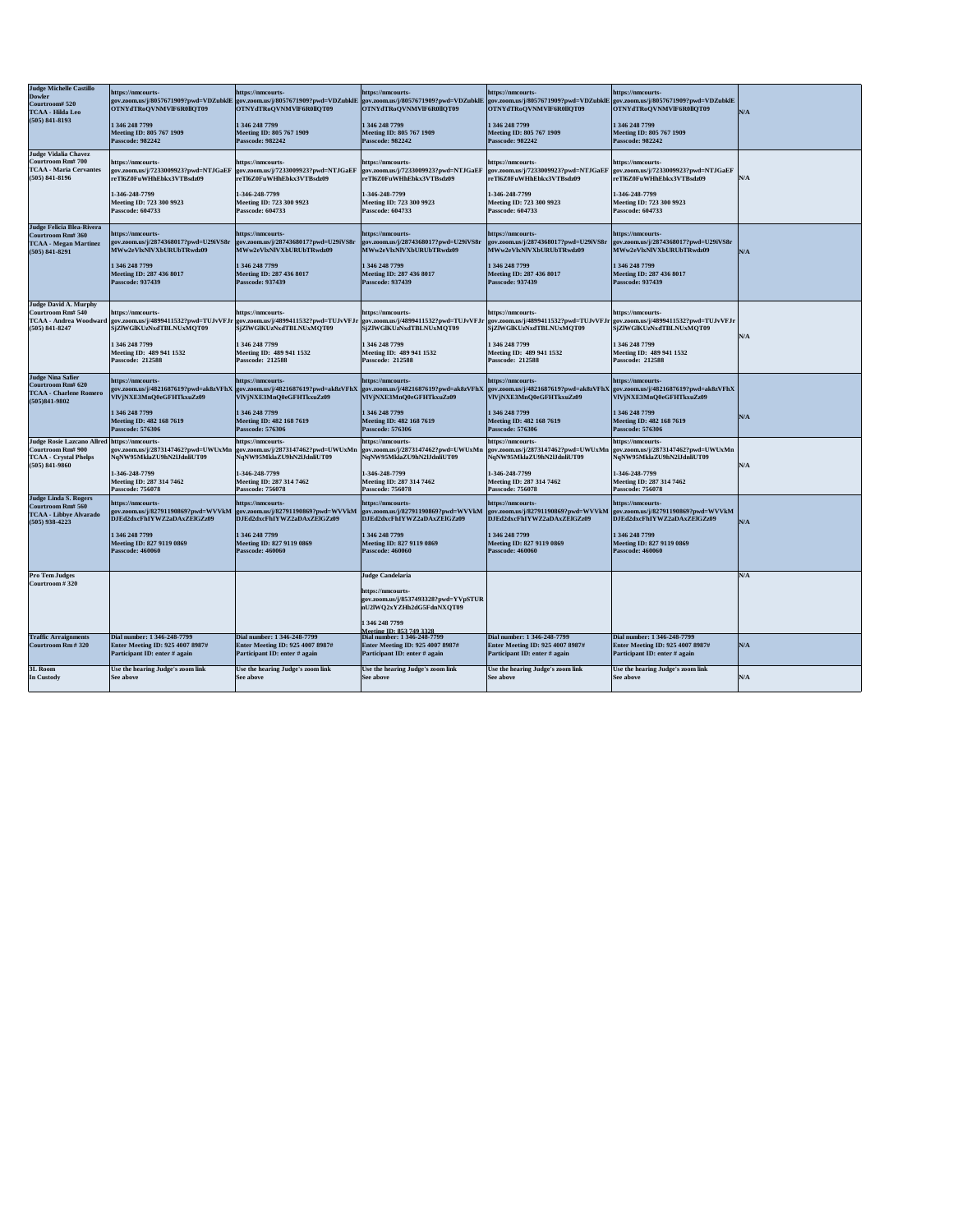| | | | | | | |
|---|---|---|---|---|---|---|
| **Judge Michelle Castillo Dowler**<br>**Courtroom# 520**<br>**TCAA - Hilda Leo**<br>**(505) 841-8193** | https://nmcourts-gov.zoom.us/j/8057671909?pwd=VDZubklE OTNYdTRoQVNMVlF6R0llQT09<br><br>1 346 248 7799<br>Meeting ID: 805 767 1909<br>Passcode: 982242 | https://nmcourts-gov.zoom.us/j/8057671909?pwd=VDZubklE OTNYdTRoQVNMVlF6R0llQT09<br><br>1 346 248 7799<br>Meeting ID: 805 767 1909<br>Passcode: 982242 | https://nmcourts-gov.zoom.us/j/8057671909?pwd=VDZubklE OTNYdTRoQVNMVlF6R0llQT09<br><br>1 346 248 7799<br>Meeting ID: 805 767 1909<br>Passcode: 982242 | https://nmcourts-gov.zoom.us/j/8057671909?pwd=VDZubklE OTNYdTRoQVNMVlF6R0llQT09<br><br>1 346 248 7799<br>Meeting ID: 805 767 1909<br>Passcode: 982242 | https://nmcourts-gov.zoom.us/j/8057671909?pwd=VDZubklE OTNYdTRoQVNMVlF6R0llQT09<br><br>1 346 248 7799<br>Meeting ID: 805 767 1909<br>Passcode: 982242 | N/A |
| **Judge Vidalia Chavez**<br>**Courtroom Rm# 700**<br>**TCAA - Maria Cervantes**<br>**(505) 841-8196** | https://nmcourts-gov.zoom.us/j/7233009923?pwd=NTJGaEF reTl6Z0FuWHhEbkx3VTBsdz09<br><br>1-346-248-7799<br>Meeting ID: 723 300 9923<br>Passcode: 604733 | https://nmcourts-gov.zoom.us/j/7233009923?pwd=NTJGaEF reTl6Z0FuWHhEbkx3VTBsdz09<br><br>1-346-248-7799<br>Meeting ID: 723 300 9923<br>Passcode: 604733 | https://nmcourts-gov.zoom.us/j/7233009923?pwd=NTJGaEF reTl6Z0FuWHhEbkx3VTBsdz09<br><br>1-346-248-7799<br>Meeting ID: 723 300 9923<br>Passcode: 604733 | https://nmcourts-gov.zoom.us/j/7233009923?pwd=NTJGaEF reTl6Z0FuWHhEbkx3VTBsdz09<br><br>1-346-248-7799<br>Meeting ID: 723 300 9923<br>Passcode: 604733 | https://nmcourts-gov.zoom.us/j/7233009923?pwd=NTJGaEF reTl6Z0FuWHhEbkx3VTBsdz09<br><br>1-346-248-7799<br>Meeting ID: 723 300 9923<br>Passcode: 604733 | N/A |
| **Judge Felicia Blea-Rivera**<br>**Courtroom Rm# 360**<br>**TCAA - Megan Martinez**<br>**(505) 841-8291** | https://nmcourts-gov.zoom.us/j/2874368017?pwd=U29iVS8r MWw2eVlxNlVXbURUbTRwdz09<br><br>1 346 248 7799<br>Meeting ID: 287 436 8017<br>Passcode: 937439 | https://nmcourts-gov.zoom.us/j/2874368017?pwd=U29iVS8r MWw2eVlxNlVXbURUbTRwdz09<br><br>1 346 248 7799<br>Meeting ID: 287 436 8017<br>Passcode: 937439 | https://nmcourts-gov.zoom.us/j/2874368017?pwd=U29iVS8r MWw2eVlxNlVXbURUbTRwdz09<br><br>1 346 248 7799<br>Meeting ID: 287 436 8017<br>Passcode: 937439 | https://nmcourts-gov.zoom.us/j/2874368017?pwd=U29iVS8r MWw2eVlxNlVXbURUbTRwdz09<br><br>1 346 248 7799<br>Meeting ID: 287 436 8017<br>Passcode: 937439 | https://nmcourts-gov.zoom.us/j/2874368017?pwd=U29iVS8r MWw2eVlxNlVXbURUbTRwdz09<br><br>1 346 248 7799<br>Meeting ID: 287 436 8017<br>Passcode: 937439 | N/A |
| **Judge David A. Murphy**<br>**Courtroom Rm# 540**<br>**TCAA - Andrea Woodward**<br>**(505) 841-8247** | https://nmcourts-gov.zoom.us/j/4899411532?pwd=TUJvVFJr SjZlWGlKUzNxdTBLNUxMQT09<br><br>1 346 248 7799<br>Meeting ID: 489 941 1532<br>Passcode: 212588 | https://nmcourts-gov.zoom.us/j/4899411532?pwd=TUJvVFJr SjZlWGlKUzNxdTBLNUxMQT09<br><br>1 346 248 7799<br>Meeting ID: 489 941 1532<br>Passcode: 212588 | https://nmcourts-gov.zoom.us/j/4899411532?pwd=TUJvVFJr SjZlWGlKUzNxdTBLNUxMQT09<br><br>1 346 248 7799<br>Meeting ID: 489 941 1532<br>Passcode: 212588 | https://nmcourts-gov.zoom.us/j/4899411532?pwd=TUJvVFJr SjZlWGlKUzNxdTBLNUxMQT09<br><br>1 346 248 7799<br>Meeting ID: 489 941 1532<br>Passcode: 212588 | https://nmcourts-gov.zoom.us/j/4899411532?pwd=TUJvVFJr SjZlWGlKUzNxdTBLNUxMQT09<br><br>1 346 248 7799<br>Meeting ID: 489 941 1532<br>Passcode: 212588 | N/A |
| **Judge Nina Safier**<br>**Courtroom Rm# 620**<br>**TCAA - Charlene Romero**<br>**(505)841-9802** | https://nmcourts-gov.zoom.us/j/4821687619?pwd=ak8zVFhX VlVjNXE3MnQ0eGFHTkxuZz09<br><br>1 346 248 7799<br>Meeting ID: 482 168 7619<br>Passcode: 576306 | https://nmcourts-gov.zoom.us/j/4821687619?pwd=ak8zVFhX VlVjNXE3MnQ0eGFHTkxuZz09<br><br>1 346 248 7799<br>Meeting ID: 482 168 7619<br>Passcode: 576306 | https://nmcourts-gov.zoom.us/j/4821687619?pwd=ak8zVFhX VlVjNXE3MnQ0eGFHTkxuZz09<br><br>1 346 248 7799<br>Meeting ID: 482 168 7619<br>Passcode: 576306 | https://nmcourts-gov.zoom.us/j/4821687619?pwd=ak8zVFhX VlVjNXE3MnQ0eGFHTkxuZz09<br><br>1 346 248 7799<br>Meeting ID: 482 168 7619<br>Passcode: 576306 | https://nmcourts-gov.zoom.us/j/4821687619?pwd=ak8zVFhX VlVjNXE3MnQ0eGFHTkxuZz09<br><br>1 346 248 7799<br>Meeting ID: 482 168 7619<br>Passcode: 576306 | N/A |
| **Judge Rosie Lazcano Allred**<br>**Courtroom Rm# 900**<br>**TCAA - Crystal Phelps**<br>**(505) 841-9860** | https://nmcourts-gov.zoom.us/j/2873147462?pwd=UWUxMn NqNW95MklaZU9hN2lJdnliUT09<br><br>1-346-248-7799<br>Meeting ID: 287 314 7462<br>Passcode: 756078 | https://nmcourts-gov.zoom.us/j/2873147462?pwd=UWUxMn NqNW95MklaZU9hN2lJdnliUT09<br><br>1-346-248-7799<br>Meeting ID: 287 314 7462<br>Passcode: 756078 | https://nmcourts-gov.zoom.us/j/2873147462?pwd=UWUxMn NqNW95MklaZU9hN2lJdnliUT09<br><br>1-346-248-7799<br>Meeting ID: 287 314 7462<br>Passcode: 756078 | https://nmcourts-gov.zoom.us/j/2873147462?pwd=UWUxMn NqNW95MklaZU9hN2lJdnliUT09<br><br>1-346-248-7799<br>Meeting ID: 287 314 7462<br>Passcode: 756078 | https://nmcourts-gov.zoom.us/j/2873147462?pwd=UWUxMn NqNW95MklaZU9hN2lJdnliUT09<br><br>1-346-248-7799<br>Meeting ID: 287 314 7462<br>Passcode: 756078 | N/A |
| **Judge Linda S. Rogers**<br>**Courtroom Rm# 560**<br>**TCAA - Libbye Alvarado**<br>**(505) 938-4223** | https://nmcourts-gov.zoom.us/j/82791190869?pwd=WVVkM DJEd2dxcFhIYWZ2aDAxZElGZz09<br><br>1 346 248 7799<br>Meeting ID: 827 9119 0869<br>Passcode: 460060 | https://nmcourts-gov.zoom.us/j/82791190869?pwd=WVVkM DJEd2dxcFhIYWZ2aDAxZElGZz09<br><br>1 346 248 7799<br>Meeting ID: 827 9119 0869<br>Passcode: 460060 | https://nmcourts-gov.zoom.us/j/82791190869?pwd=WVVkM DJEd2dxcFhIYWZ2aDAxZElGZz09<br><br>1 346 248 7799<br>Meeting ID: 827 9119 0869<br>Passcode: 460060 | https://nmcourts-gov.zoom.us/j/82791190869?pwd=WVVkM DJEd2dxcFhIYWZ2aDAxZElGZz09<br><br>1 346 248 7799<br>Meeting ID: 827 9119 0869<br>Passcode: 460060 | https://nmcourts-gov.zoom.us/j/82791190869?pwd=WVVkM DJEd2dxcFhIYWZ2aDAxZElGZz09<br><br>1 346 248 7799<br>Meeting ID: 827 9119 0869<br>Passcode: 460060 | N/A |
| **Pro Tem Judges**<br>**Courtroom # 320** | | | Judge Candelaria<br><br>https://nmcourts-gov.zoom.us/j/8537493328?pwd=YVpSTUR nU2lWQ2xYZHh2dG5FdnNXQT09<br><br>1 346 248 7799<br>Meeting ID: 853 749 3328 | | | N/A |
| **Traffic Arraignments**<br>**Courtroom Rm # 320** | Dial number: 1 346-248-7799<br>Enter Meeting ID: 925 4007 8987#<br>Participant ID: enter # again | Dial number: 1 346-248-7799<br>Enter Meeting ID: 925 4007 8987#<br>Participant ID: enter # again | Dial number: 1 346-248-7799<br>Enter Meeting ID: 925 4007 8987#<br>Participant ID: enter # again | Dial number: 1 346-248-7799<br>Enter Meeting ID: 925 4007 8987#<br>Participant ID: enter # again | Dial number: 1 346-248-7799<br>Enter Meeting ID: 925 4007 8987#<br>Participant ID: enter # again | N/A |
| **3L Room**<br>**In Custody** | Use the hearing Judge's zoom link<br>See above | Use the hearing Judge's zoom link<br>See above | Use the hearing Judge's zoom link<br>See above | Use the hearing Judge's zoom link<br>See above | Use the hearing Judge's zoom link<br>See above | N/A |